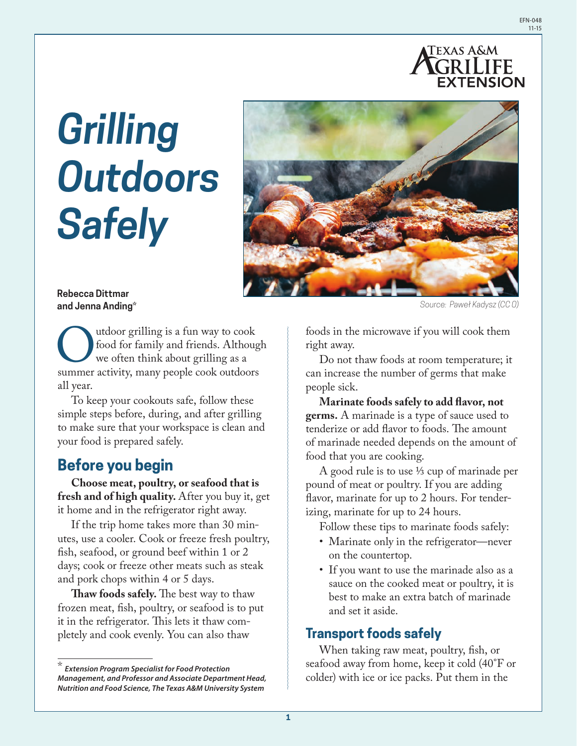# Grilling Outdoors Safely

**Rebecca Dittmar and Jenna Anding***

Source: Paweł Kadysz (CC 0)

Outdoor grilling is a fun way to cook food for family and friends. Although we often think about grilling as a summer activity, many people cook outdoors all year.

To keep your cookouts safe, follow these simple steps before, during, and after grilling to make sure that your workspace is clean and your food is prepared safely.

## Before you begin

**Choose meat, poultry, or seafood that is fresh and of high quality.** After you buy it, get it home and in the refrigerator right away.

If the trip home takes more than 30 minutes, use a cooler. Cook or freeze fresh poultry, fish, seafood, or ground beef within 1 or 2 days; cook or freeze other meats such as steak and pork chops within 4 or 5 days.

**Thaw foods safely.** The best way to thaw frozen meat, fish, poultry, or seafood is to put it in the refrigerator. This lets it thaw completely and cook evenly. You can also thaw foods in the microwave if you will cook them right away.

Do not thaw foods at room temperature; it can increase the number of germs that make people sick.

**Marinate foods safely to add flavor, not germs.** A marinade is a type of sauce used to tenderize or add flavor to foods. The amount of marinade needed depends on the amount of food that you are cooking.

A good rule is to use ⅓ cup of marinade per pound of meat or poultry. If you are adding flavor, marinate for up to 2 hours. For tenderizing, marinate for up to 24 hours.

Follow these tips to marinate foods safely:

- Marinate only in the refrigerator—never on the countertop.
- If you want to use the marinade also as a sauce on the cooked meat or poultry, it is best to make an extra batch of marinade and set it aside.

## Transport foods safely

When taking raw meat, poultry, fish, or seafood away from home, keep it cold (40°F or colder) with ice or ice packs. Put them in the

\* *Extension Program Specialist for Food Protection Management, and Professor and Associate Department Head, Nutrition and Food Science, The Texas A&M University System*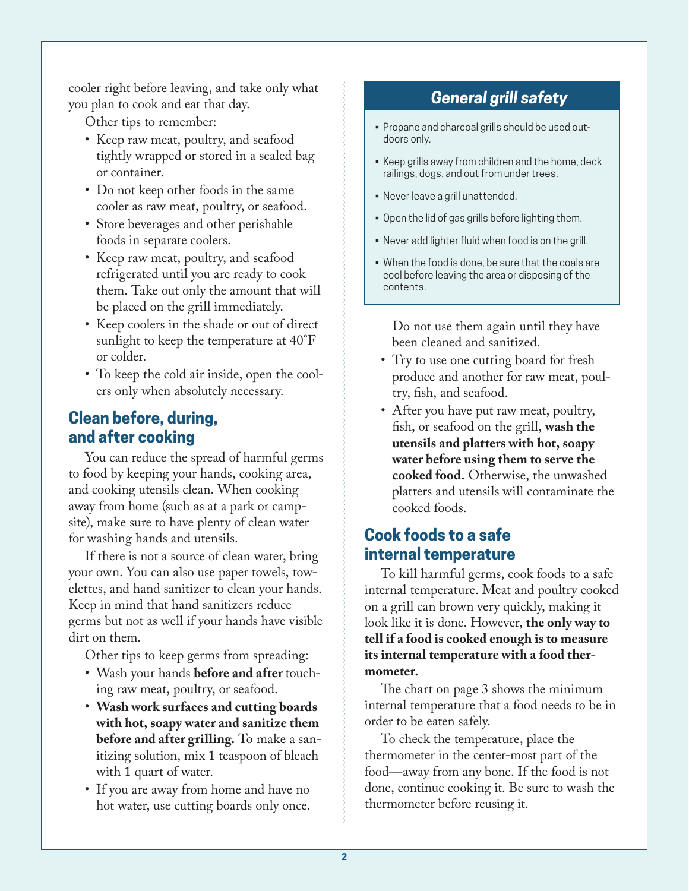cooler right before leaving, and take only what you plan to cook and eat that day.

Other tips to remember:

- Keep raw meat, poultry, and seafood tightly wrapped or stored in a sealed bag or container.
- Do not keep other foods in the same cooler as raw meat, poultry, or seafood.
- Store beverages and other perishable foods in separate coolers.
- Keep raw meat, poultry, and seafood refrigerated until you are ready to cook them. Take out only the amount that will be placed on the grill immediately.
- Keep coolers in the shade or out of direct sunlight to keep the temperature at 40˚F or colder.
- To keep the cold air inside, open the coolers only when absolutely necessary.

## Clean before, during, and after cooking

You can reduce the spread of harmful germs to food by keeping your hands, cooking area, and cooking utensils clean. When cooking away from home (such as at a park or campsite), make sure to have plenty of clean water for washing hands and utensils.

If there is not a source of clean water, bring your own. You can also use paper towels, towelettes, and hand sanitizer to clean your hands. Keep in mind that hand sanitizers reduce germs but not as well if your hands have visible dirt on them.

Other tips to keep germs from spreading:

- Wash your hands **before and after** touching raw meat, poultry, or seafood.
- **Wash work surfaces and cutting boards with hot, soapy water and sanitize them before and after grilling.** To make a sanitizing solution, mix 1 teaspoon of bleach with 1 quart of water.
- If you are away from home and have no hot water, use cutting boards only once. Do not use them again until they have been cleaned and sanitized.
- Try to use one cutting board for fresh produce and another for raw meat, poultry, fish, and seafood.
- After you have put raw meat, poultry, fish, or seafood on the grill, **wash the utensils and platters with hot, soapy water before using them to serve the cooked food.** Otherwise, the unwashed platters and utensils will contaminate the cooked foods.

### *General grill safety*

- Propane and charcoal grills should be used outdoors only.
- Keep grills away from children and the home, deck railings, dogs, and out from under trees.
- Never leave a grill unattended.
- Open the lid of gas grills before lighting them.
- Never add lighter fluid when food is on the grill.
- When the food is done, be sure that the coals are cool before leaving the area or disposing of the contents.

## Cook foods to a safe internal temperature

To kill harmful germs, cook foods to a safe internal temperature. Meat and poultry cooked on a grill can brown very quickly, making it look like it is done. However, **the only way to tell if a food is cooked enough is to measure its internal temperature with a food thermometer.**

The chart on page 3 shows the minimum internal temperature that a food needs to be in order to be eaten safely.

To check the temperature, place the thermometer in the center-most part of the food—away from any bone. If the food is not done, continue cooking it. Be sure to wash the thermometer before reusing it.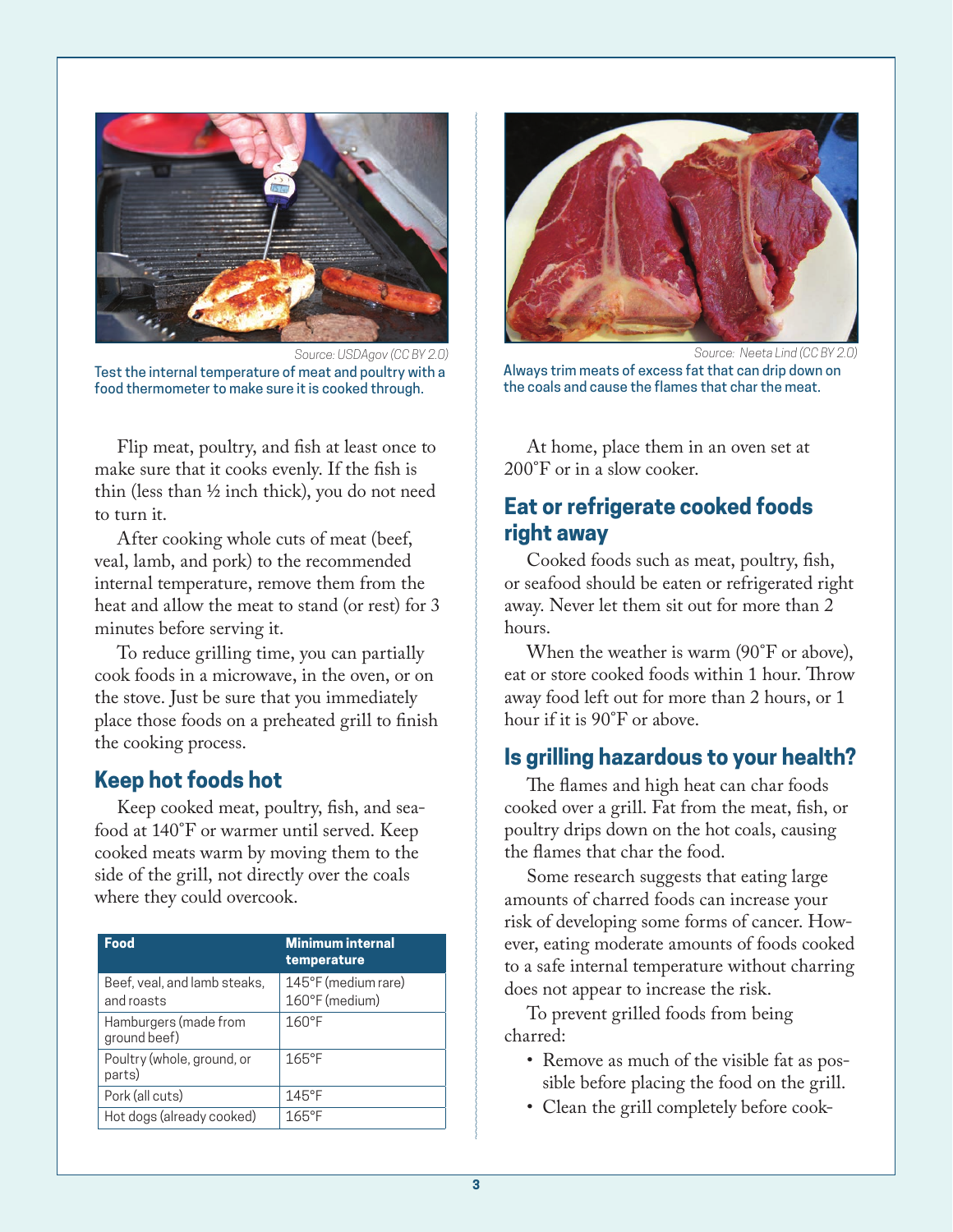Source: USDAgov (CC BY 2.0)

Test the internal temperature of meat and poultry with a food thermometer to make sure it is cooked through.

Flip meat, poultry, and fish at least once to make sure that it cooks evenly. If the fish is thin (less than ½ inch thick), you do not need to turn it.

After cooking whole cuts of meat (beef, veal, lamb, and pork) to the recommended internal temperature, remove them from the heat and allow the meat to stand (or rest) for 3 minutes before serving it.

To reduce grilling time, you can partially cook foods in a microwave, in the oven, or on the stove. Just be sure that you immediately place those foods on a preheated grill to finish the cooking process.

## Keep hot foods hot

Keep cooked meat, poultry, fish, and seafood at 140°F or warmer until served. Keep cooked meats warm by moving them to the side of the grill, not directly over the coals where they could overcook.

| Food | Minimum internal temperature |
|---|---|
| Beef, veal, and lamb steaks, and roasts | 145°F (medium rare) 160°F (medium) |
| Hamburgers (made from ground beef) | 160°F |
| Poultry (whole, ground, or parts) | 165°F |
| Pork (all cuts) | 145°F |
| Hot dogs (already cooked) | 165°F |

Source: Neeta Lind (CC BY 2.0)

Always trim meats of excess fat that can drip down on the coals and cause the flames that char the meat.

At home, place them in an oven set at 200°F or in a slow cooker.

## Eat or refrigerate cooked foods right away

Cooked foods such as meat, poultry, fish, or seafood should be eaten or refrigerated right away. Never let them sit out for more than 2 hours.

When the weather is warm (90°F or above), eat or store cooked foods within 1 hour. Throw away food left out for more than 2 hours, or 1 hour if it is 90°F or above.

## Is grilling hazardous to your health?

The flames and high heat can char foods cooked over a grill. Fat from the meat, fish, or poultry drips down on the hot coals, causing the flames that char the food.

Some research suggests that eating large amounts of charred foods can increase your risk of developing some forms of cancer. However, eating moderate amounts of foods cooked to a safe internal temperature without charring does not appear to increase the risk.

To prevent grilled foods from being charred:

- Remove as much of the visible fat as possible before placing the food on the grill.
- Clean the grill completely before cook-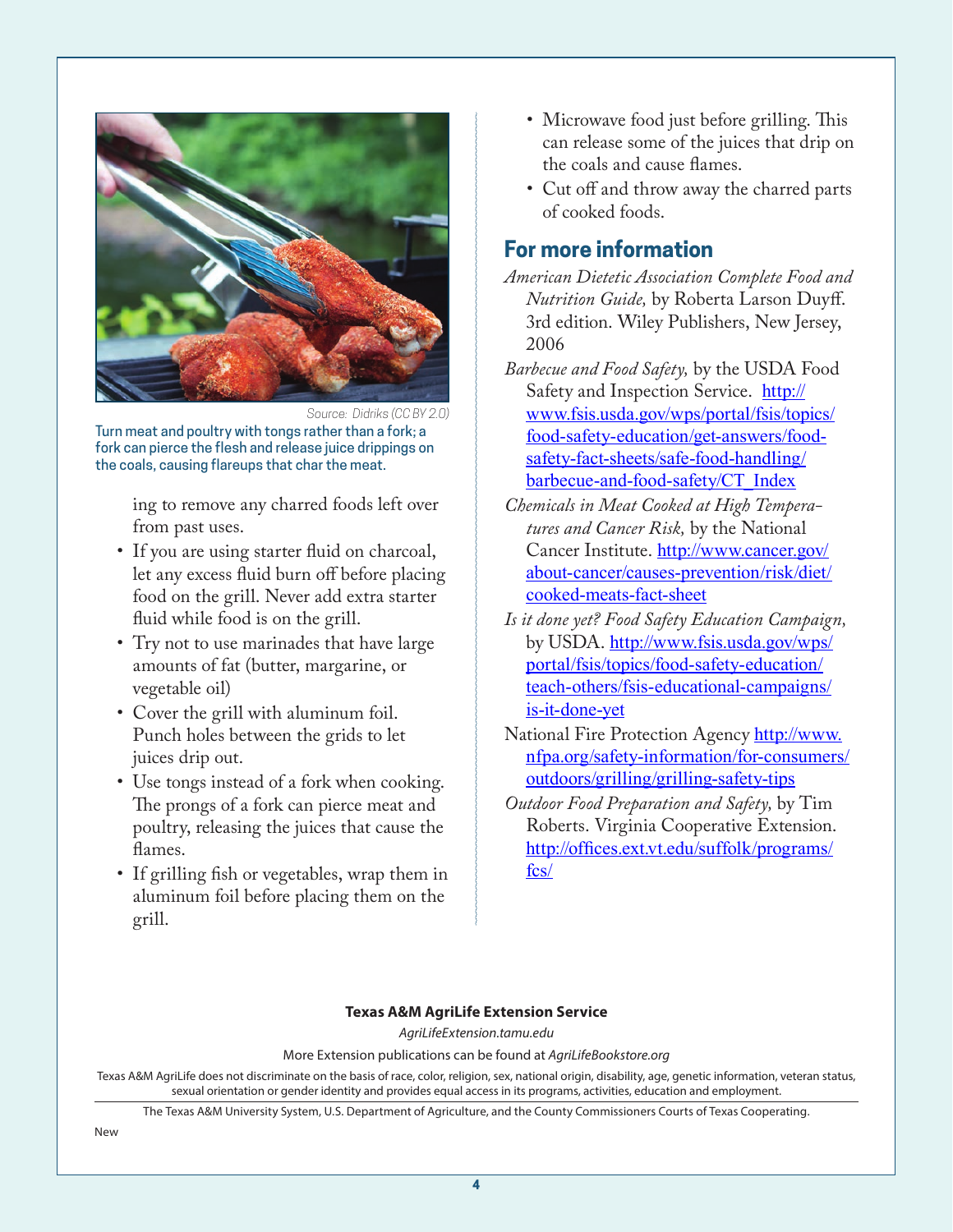Source: Didriks (CC BY 2.0)

Turn meat and poultry with tongs rather than a fork; a fork can pierce the flesh and release juice drippings on the coals, causing flareups that char the meat.

ing to remove any charred foods left over from past uses.

- If you are using starter fluid on charcoal, let any excess fluid burn off before placing food on the grill. Never add extra starter fluid while food is on the grill.
- Try not to use marinades that have large amounts of fat (butter, margarine, or vegetable oil)
- Cover the grill with aluminum foil. Punch holes between the grids to let juices drip out.
- Use tongs instead of a fork when cooking. The prongs of a fork can pierce meat and poultry, releasing the juices that cause the flames.
- If grilling fish or vegetables, wrap them in aluminum foil before placing them on the grill.
- Microwave food just before grilling. This can release some of the juices that drip on the coals and cause flames.
- Cut off and throw away the charred parts of cooked foods.

## For more information

*American Dietetic Association Complete Food and Nutrition Guide,* by Roberta Larson Duyff. 3rd edition. Wiley Publishers, New Jersey, 2006

*Barbecue and Food Safety,* by the USDA Food Safety and Inspection Service. http://www.fsis.usda.gov/wps/portal/fsis/topics/food-safety-education/get-answers/food-safety-fact-sheets/safe-food-handling/barbecue-and-food-safety/CT_Index

*Chemicals in Meat Cooked at High Temperatures and Cancer Risk,* by the National Cancer Institute. http://www.cancer.gov/about-cancer/causes-prevention/risk/diet/cooked-meats-fact-sheet

*Is it done yet? Food Safety Education Campaign,* by USDA. http://www.fsis.usda.gov/wps/portal/fsis/topics/food-safety-education/teach-others/fsis-educational-campaigns/is-it-done-yet

National Fire Protection Agency http://www.nfpa.org/safety-information/for-consumers/outdoors/grilling/grilling-safety-tips

*Outdoor Food Preparation and Safety,* by Tim Roberts. Virginia Cooperative Extension. http://offices.ext.vt.edu/suffolk/programs/fcs/

**Texas A&M AgriLife Extension Service**

*AgriLifeExtension.tamu.edu*

More Extension publications can be found at *AgriLifeBookstore.org*

Texas A&M AgriLife does not discriminate on the basis of race, color, religion, sex, national origin, disability, age, genetic information, veteran status, sexual orientation or gender identity and provides equal access in its programs, activities, education and employment.

The Texas A&M University System, U.S. Department of Agriculture, and the County Commissioners Courts of Texas Cooperating.

New